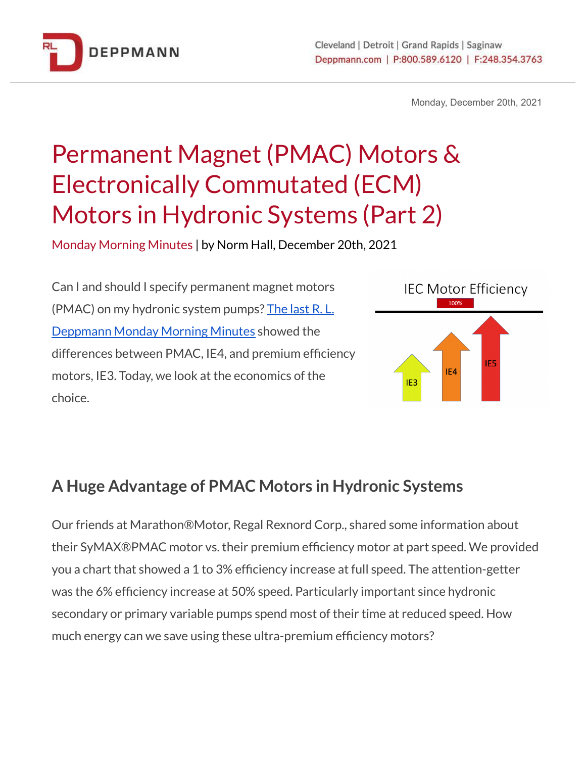Monday, December 20th, 2021

# Permanent Magnet (PMAC) Motors & Electronically Commutated (ECM) Motors in Hydronic Systems (Part 2)

Monday Morning Minutes | by Norm Hall, December 20th, 2021

Can I and should I specify permanent magnet motors (PMAC) on my hydronic system pumps? [The last R. L. Deppmann Monday Morning Minutes] showed the differences between PMAC, IE4, and premium efficiency motors, IE3. Today, we look at the economics of the choice.

IEC Motor Efficiency

100%

IE3 IE4 IE5

## A Huge Advantage of PMAC Motors in Hydronic Systems

Our friends at Marathon®Motor, Regal Rexnord Corp., shared some information about their SyMAX®PMAC motor vs. their premium efficiency motor at part speed. We provided you a chart that showed a 1 to 3% efficiency increase at full speed. The attention-getter was the 6% efficiency increase at 50% speed. Particularly important since hydronic secondary or primary variable pumps spend most of their time at reduced speed. How much energy can we save using these ultra-premium efficiency motors?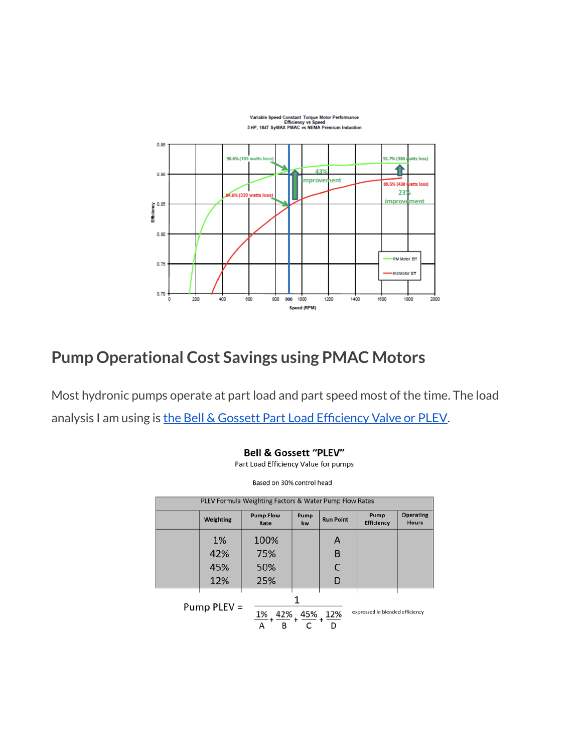## Pump Operational Cost Savings using PMAC Motors

Most hydronic pumps operate at part load and part speed most of the time. The load analysis I am using is [the Bell & Gossett Part Load Efficiency Valve or PLEV](the Bell & Gossett Part Load Efficiency Valve or PLEV).

**Bell & Gossett "PLEV"**

Part Load Efficiency Value for pumps

Based on 30% control head

| PLEV Formula Weighting Factors & Water Pump Flow Rates | | | | | | |
|---|---|---|---|---|---|---|
| | Weighting | Pump Flow Rate | Pump kw | Run Point | Pump Efficiency | Operating Hours |
| | 1% | 100% | | A | | |
| | 42% | 75% | | B | | |
| | 45% | 50% | | C | | |
| | 12% | 25% | | D | | |

$$\text{Pump PLEV} = \frac{1}{\frac{1\%}{A} + \frac{42\%}{B} + \frac{45\%}{C} + \frac{12\%}{D}}$$

expressed in blended efficiency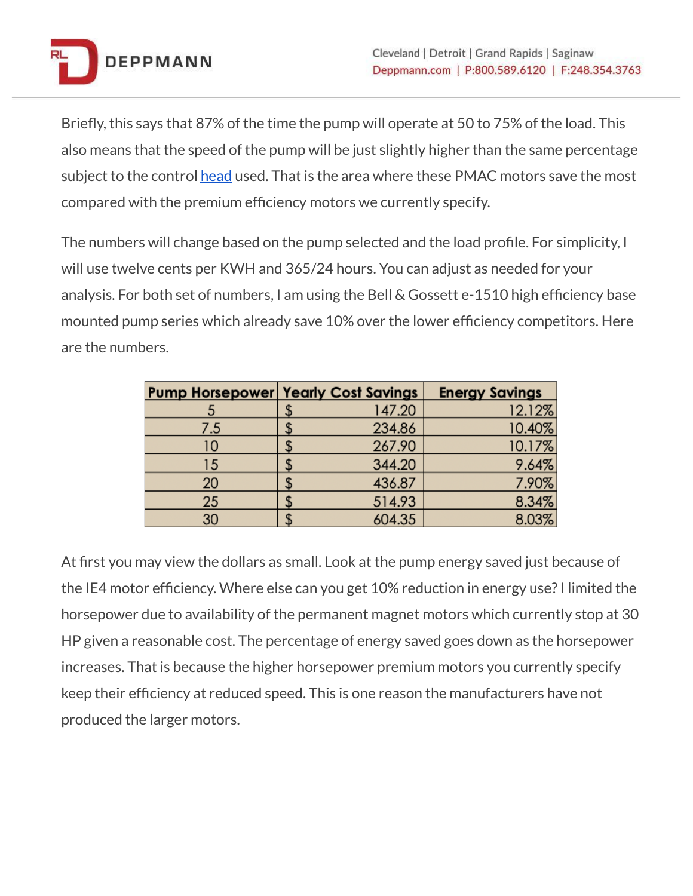Briefly, this says that 87% of the time the pump will operate at 50 to 75% of the load. This also means that the speed of the pump will be just slightly higher than the same percentage subject to the control head used. That is the area where these PMAC motors save the most compared with the premium efficiency motors we currently specify.

The numbers will change based on the pump selected and the load profile. For simplicity, I will use twelve cents per KWH and 365/24 hours. You can adjust as needed for your analysis. For both set of numbers, I am using the Bell & Gossett e-1510 high efficiency base mounted pump series which already save 10% over the lower efficiency competitors. Here are the numbers.

| Pump Horsepower | Yearly Cost Savings | Energy Savings |
|---|---|---|
| 5 | $ 147.20 | 12.12% |
| 7.5 | $ 234.86 | 10.40% |
| 10 | $ 267.90 | 10.17% |
| 15 | $ 344.20 | 9.64% |
| 20 | $ 436.87 | 7.90% |
| 25 | $ 514.93 | 8.34% |
| 30 | $ 604.35 | 8.03% |

At first you may view the dollars as small. Look at the pump energy saved just because of the IE4 motor efficiency. Where else can you get 10% reduction in energy use? I limited the horsepower due to availability of the permanent magnet motors which currently stop at 30 HP given a reasonable cost. The percentage of energy saved goes down as the horsepower increases. That is because the higher horsepower premium motors you currently specify keep their efficiency at reduced speed. This is one reason the manufacturers have not produced the larger motors.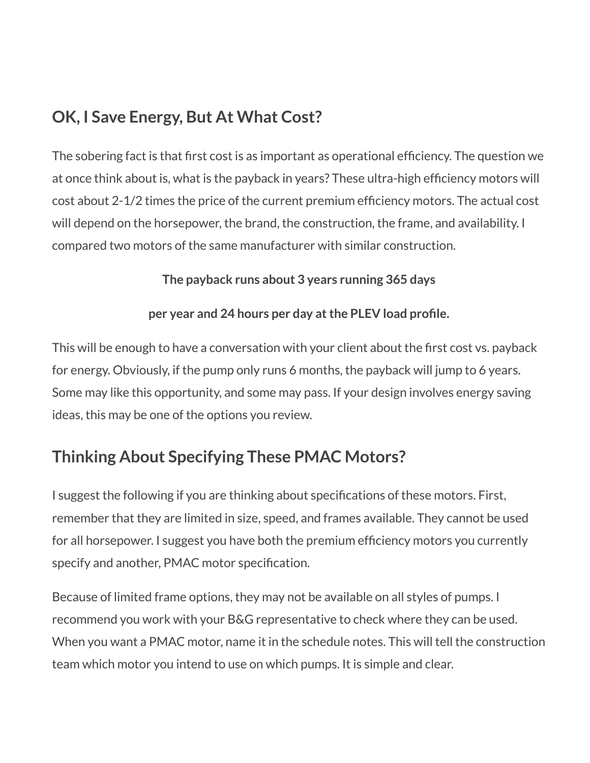## OK, I Save Energy, But At What Cost?

The sobering fact is that first cost is as important as operational efficiency. The question we at once think about is, what is the payback in years? These ultra-high efficiency motors will cost about 2-1/2 times the price of the current premium efficiency motors. The actual cost will depend on the horsepower, the brand, the construction, the frame, and availability. I compared two motors of the same manufacturer with similar construction.

**The payback runs about 3 years running 365 days**

**per year and 24 hours per day at the PLEV load profile.**

This will be enough to have a conversation with your client about the first cost vs. payback for energy. Obviously, if the pump only runs 6 months, the payback will jump to 6 years. Some may like this opportunity, and some may pass. If your design involves energy saving ideas, this may be one of the options you review.

## Thinking About Specifying These PMAC Motors?

I suggest the following if you are thinking about specifications of these motors. First, remember that they are limited in size, speed, and frames available. They cannot be used for all horsepower. I suggest you have both the premium efficiency motors you currently specify and another, PMAC motor specification.

Because of limited frame options, they may not be available on all styles of pumps. I recommend you work with your B&G representative to check where they can be used. When you want a PMAC motor, name it in the schedule notes. This will tell the construction team which motor you intend to use on which pumps. It is simple and clear.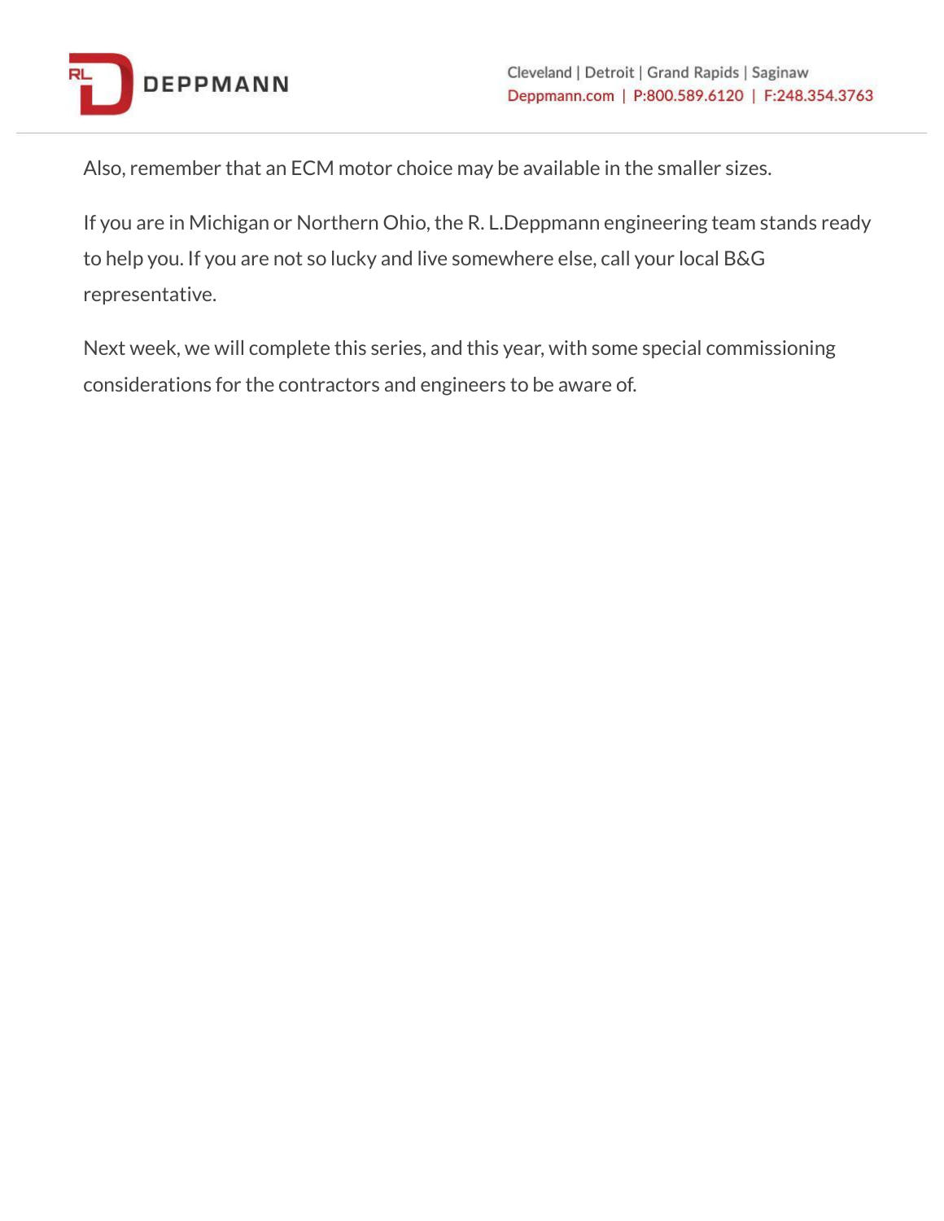Also, remember that an ECM motor choice may be available in the smaller sizes.

If you are in Michigan or Northern Ohio, the R. L.Deppmann engineering team stands ready to help you. If you are not so lucky and live somewhere else, call your local B&G representative.

Next week, we will complete this series, and this year, with some special commissioning considerations for the contractors and engineers to be aware of.